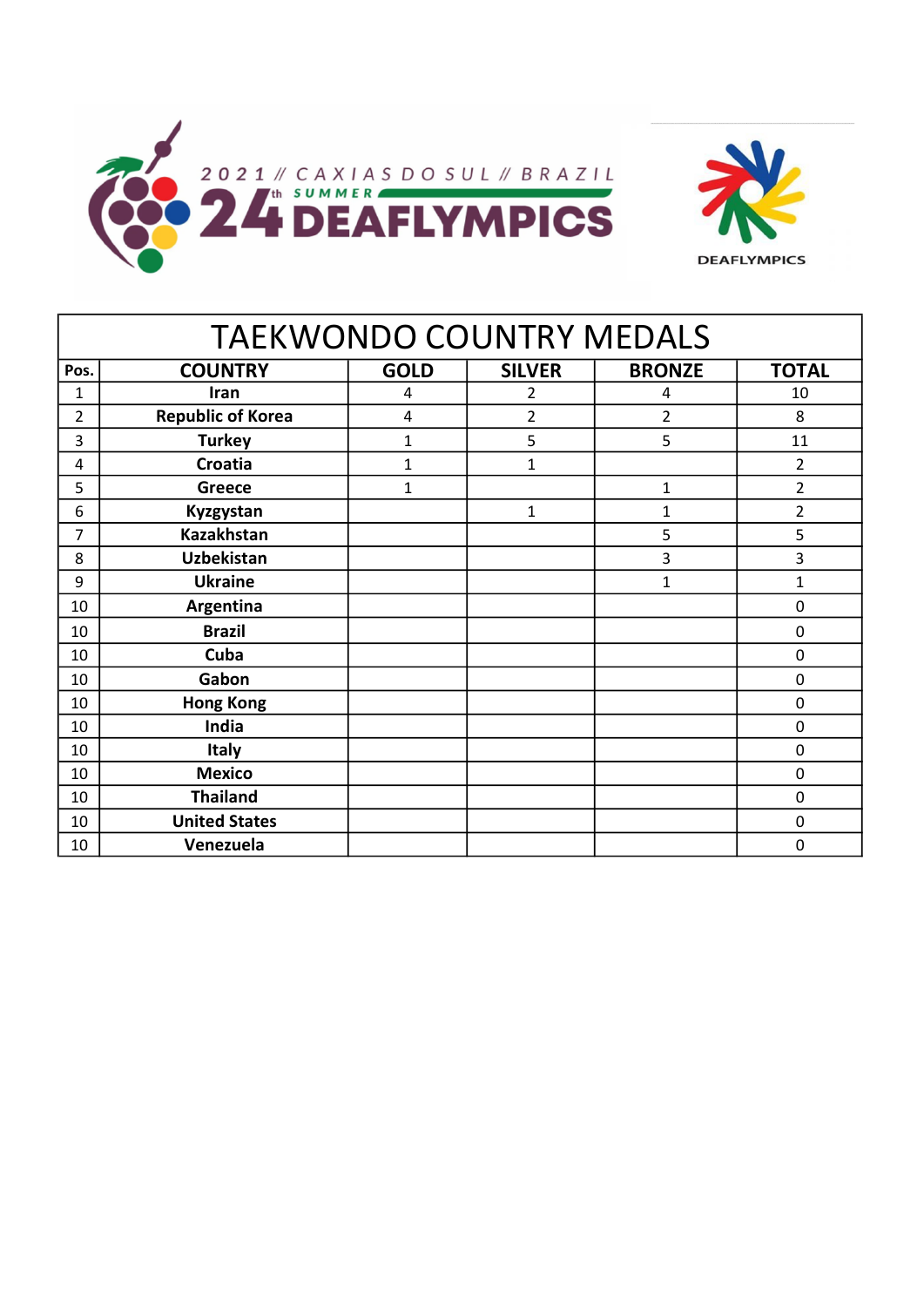2021 // CAXIAS DO SUL // BRAZIL

24th SUMMER DEAFLYMPICS

DEAFLYMPICS

# TAEKWONDO COUNTRY MEDALS

| Pos. | COUNTRY | GOLD | SILVER | BRONZE | TOTAL |
|---|---|---|---|---|---|
| 1 | Iran | 4 | 2 | 4 | 10 |
| 2 | Republic of Korea | 4 | 2 | 2 | 8 |
| 3 | Turkey | 1 | 5 | 5 | 11 |
| 4 | Croatia | 1 | 1 | | 2 |
| 5 | Greece | 1 | | 1 | 2 |
| 6 | Kyzgystan | | 1 | 1 | 2 |
| 7 | Kazakhstan | | | 5 | 5 |
| 8 | Uzbekistan | | | 3 | 3 |
| 9 | Ukraine | | | 1 | 1 |
| 10 | Argentina | | | | 0 |
| 10 | Brazil | | | | 0 |
| 10 | Cuba | | | | 0 |
| 10 | Gabon | | | | 0 |
| 10 | Hong Kong | | | | 0 |
| 10 | India | | | | 0 |
| 10 | Italy | | | | 0 |
| 10 | Mexico | | | | 0 |
| 10 | Thailand | | | | 0 |
| 10 | United States | | | | 0 |
| 10 | Venezuela | | | | 0 |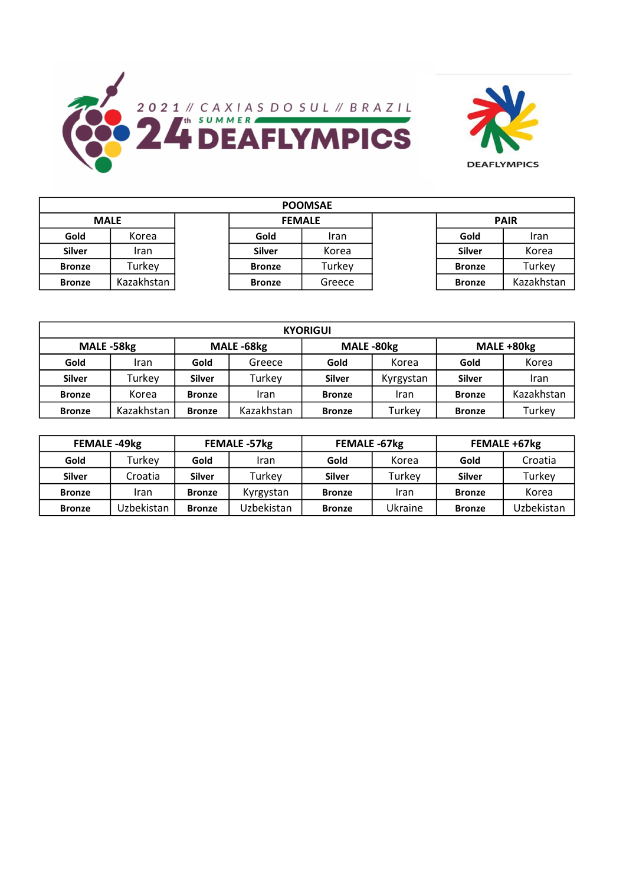2021 // CAXIAS DO SUL // BRAZIL

24th SUMMER DEAFLYMPICS

DEAFLYMPICS

| POOMSAE | | | | | |
|---|---|---|---|---|---|
| MALE | | FEMALE | | PAIR | |
| Gold | Korea | Gold | Iran | Gold | Iran |
| Silver | Iran | Silver | Korea | Silver | Korea |
| Bronze | Turkey | Bronze | Turkey | Bronze | Turkey |
| Bronze | Kazakhstan | Bronze | Greece | Bronze | Kazakhstan |

| KYORIGUI | | | | | | | |
|---|---|---|---|---|---|---|---|
| MALE -58kg | | MALE -68kg | | MALE -80kg | | MALE +80kg | |
| Gold | Iran | Gold | Greece | Gold | Korea | Gold | Korea |
| Silver | Turkey | Silver | Turkey | Silver | Kyrgystan | Silver | Iran |
| Bronze | Korea | Bronze | Iran | Bronze | Iran | Bronze | Kazakhstan |
| Bronze | Kazakhstan | Bronze | Kazakhstan | Bronze | Turkey | Bronze | Turkey |

| FEMALE -49kg | | FEMALE -57kg | | FEMALE -67kg | | FEMALE +67kg | |
|---|---|---|---|---|---|---|---|
| Gold | Turkey | Gold | Iran | Gold | Korea | Gold | Croatia |
| Silver | Croatia | Silver | Turkey | Silver | Turkey | Silver | Turkey |
| Bronze | Iran | Bronze | Kyrgystan | Bronze | Iran | Bronze | Korea |
| Bronze | Uzbekistan | Bronze | Uzbekistan | Bronze | Ukraine | Bronze | Uzbekistan |